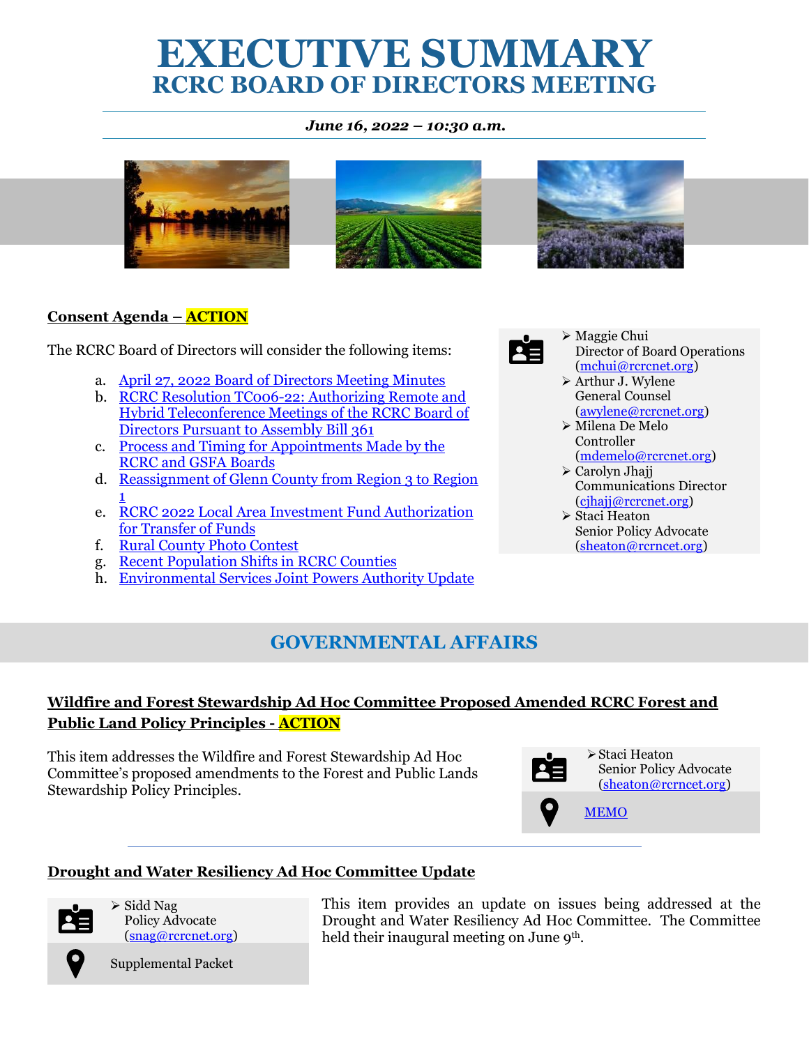# EXECUTIVE SUMMARY
## RCRC BOARD OF DIRECTORS MEETING

*June 16, 2022 – 10:30 a.m.*

**Consent Agenda – ACTION**

The RCRC Board of Directors will consider the following items:

a. April 27, 2022 Board of Directors Meeting Minutes
b. RCRC Resolution TC006-22: Authorizing Remote and Hybrid Teleconference Meetings of the RCRC Board of Directors Pursuant to Assembly Bill 361
c. Process and Timing for Appointments Made by the RCRC and GSFA Boards
d. Reassignment of Glenn County from Region 3 to Region 1
e. RCRC 2022 Local Area Investment Fund Authorization for Transfer of Funds
f. Rural County Photo Contest
g. Recent Population Shifts in RCRC Counties
h. Environmental Services Joint Powers Authority Update

- Maggie Chui
  Director of Board Operations
  (mchui@rcrcnet.org)
- Arthur J. Wylene
  General Counsel
  (awylene@rcrcnet.org)
- Milena De Melo
  Controller
  (mdemelo@rcrcnet.org)
- Carolyn Jhajj
  Communications Director
  (cjhajj@rcrcnet.org)
- Staci Heaton
  Senior Policy Advocate
  (sheaton@rcrncet.org)

## GOVERNMENTAL AFFAIRS

**Wildfire and Forest Stewardship Ad Hoc Committee Proposed Amended RCRC Forest and Public Land Policy Principles - ACTION**

This item addresses the Wildfire and Forest Stewardship Ad Hoc Committee's proposed amendments to the Forest and Public Lands Stewardship Policy Principles.

- Staci Heaton
  Senior Policy Advocate
  (sheaton@rcrncet.org)

MEMO

---

**Drought and Water Resiliency Ad Hoc Committee Update**

- Sidd Nag
  Policy Advocate
  (snag@rcrcnet.org)

Supplemental Packet

This item provides an update on issues being addressed at the Drought and Water Resiliency Ad Hoc Committee. The Committee held their inaugural meeting on June 9th.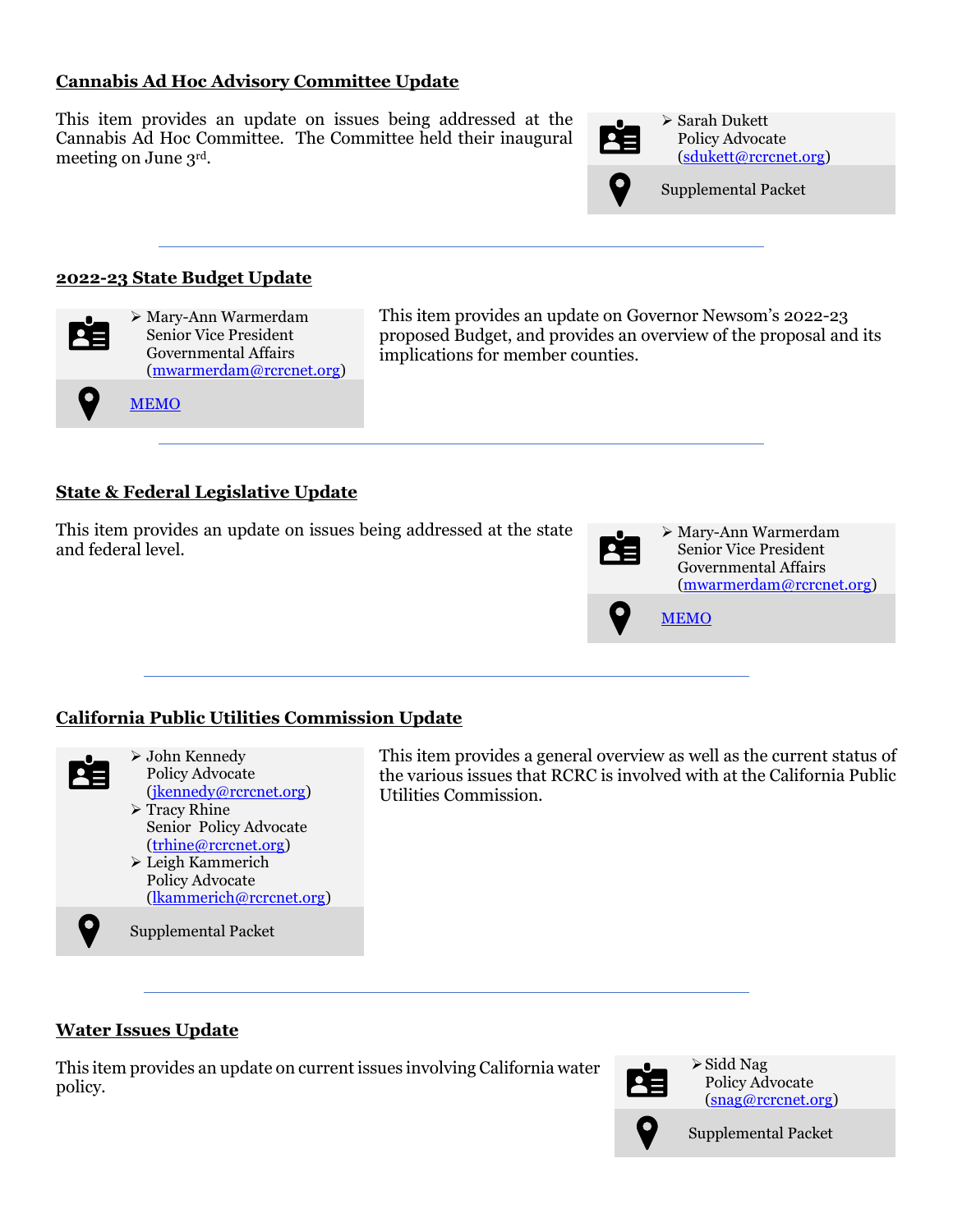## Cannabis Ad Hoc Advisory Committee Update

This item provides an update on issues being addressed at the Cannabis Ad Hoc Committee. The Committee held their inaugural meeting on June 3rd.

- Sarah Dukett
  Policy Advocate
  (sdukett@rcrcnet.org)

Supplemental Packet

---

## 2022-23 State Budget Update

- Mary-Ann Warmerdam
  Senior Vice President
  Governmental Affairs
  (mwarmerdam@rcrcnet.org)

MEMO

This item provides an update on Governor Newsom's 2022-23 proposed Budget, and provides an overview of the proposal and its implications for member counties.

---

## State & Federal Legislative Update

This item provides an update on issues being addressed at the state and federal level.

- Mary-Ann Warmerdam
  Senior Vice President
  Governmental Affairs
  (mwarmerdam@rcrcnet.org)

MEMO

---

## California Public Utilities Commission Update

- John Kennedy
  Policy Advocate
  (jkennedy@rcrcnet.org)
- Tracy Rhine
  Senior Policy Advocate
  (trhine@rcrcnet.org)
- Leigh Kammerich
  Policy Advocate
  (lkammerich@rcrcnet.org)

Supplemental Packet

This item provides a general overview as well as the current status of the various issues that RCRC is involved with at the California Public Utilities Commission.

---

## Water Issues Update

This item provides an update on current issues involving California water policy.

- Sidd Nag
  Policy Advocate
  (snag@rcrcnet.org)

Supplemental Packet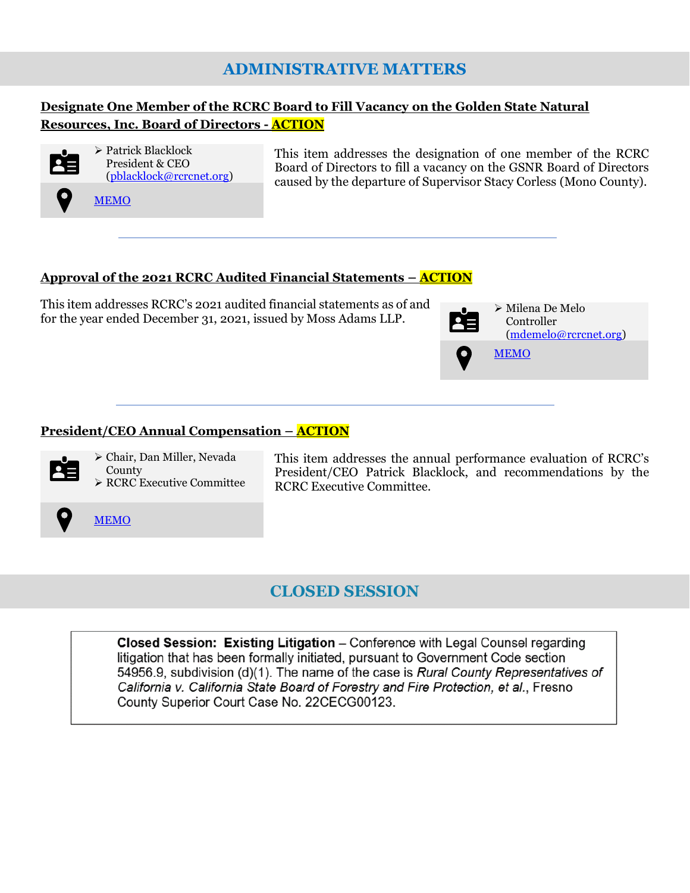## ADMINISTRATIVE MATTERS

**Designate One Member of the RCRC Board to Fill Vacancy on the Golden State Natural Resources, Inc. Board of Directors - ACTION**

- Patrick Blacklock
  President & CEO
  (pblacklock@rcrcnet.org)

MEMO

This item addresses the designation of one member of the RCRC Board of Directors to fill a vacancy on the GSNR Board of Directors caused by the departure of Supervisor Stacy Corless (Mono County).

---

**Approval of the 2021 RCRC Audited Financial Statements – ACTION**

This item addresses RCRC's 2021 audited financial statements as of and for the year ended December 31, 2021, issued by Moss Adams LLP.

- Milena De Melo
  Controller
  (mdemelo@rcrcnet.org)

MEMO

---

**President/CEO Annual Compensation – ACTION**

- Chair, Dan Miller, Nevada County
- RCRC Executive Committee

MEMO

This item addresses the annual performance evaluation of RCRC's President/CEO Patrick Blacklock, and recommendations by the RCRC Executive Committee.

## CLOSED SESSION

**Closed Session: Existing Litigation** – Conference with Legal Counsel regarding litigation that has been formally initiated, pursuant to Government Code section 54956.9, subdivision (d)(1). The name of the case is *Rural County Representatives of California v. California State Board of Forestry and Fire Protection, et al.*, Fresno County Superior Court Case No. 22CECG00123.